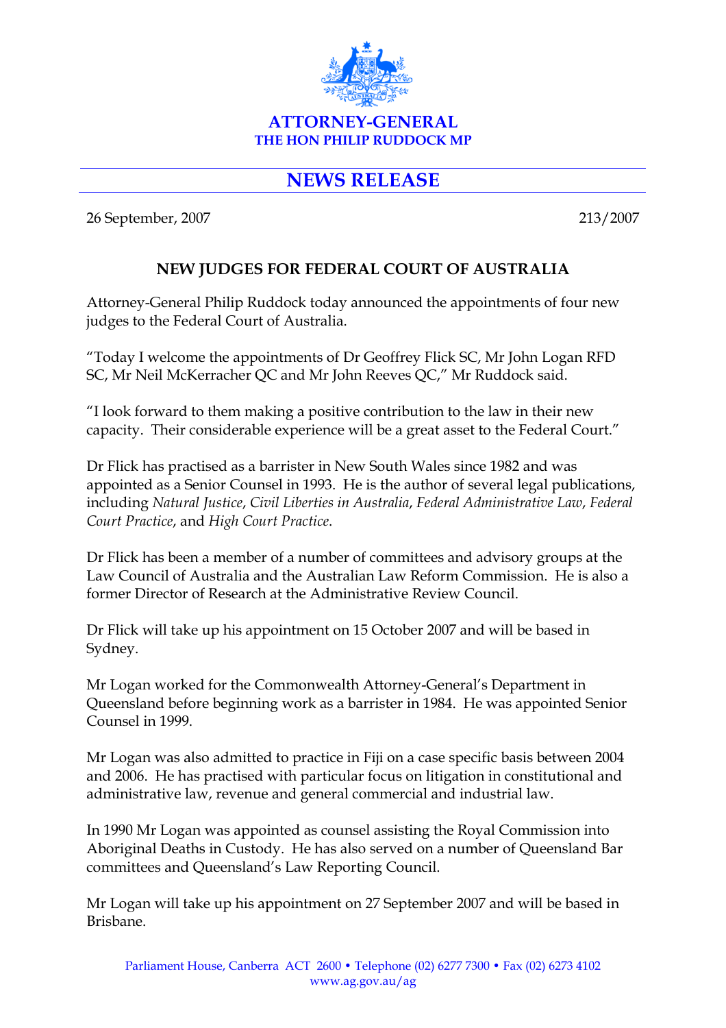**ATTORNEY-GENERAL**
**THE HON PHILIP RUDDOCK MP**

# NEWS RELEASE

26 September, 2007 213/2007

## NEW JUDGES FOR FEDERAL COURT OF AUSTRALIA

Attorney-General Philip Ruddock today announced the appointments of four new judges to the Federal Court of Australia.

"Today I welcome the appointments of Dr Geoffrey Flick SC, Mr John Logan RFD SC, Mr Neil McKerracher QC and Mr John Reeves QC," Mr Ruddock said.

"I look forward to them making a positive contribution to the law in their new capacity. Their considerable experience will be a great asset to the Federal Court."

Dr Flick has practised as a barrister in New South Wales since 1982 and was appointed as a Senior Counsel in 1993. He is the author of several legal publications, including *Natural Justice*, *Civil Liberties in Australia*, *Federal Administrative Law*, *Federal Court Practice*, and *High Court Practice*.

Dr Flick has been a member of a number of committees and advisory groups at the Law Council of Australia and the Australian Law Reform Commission. He is also a former Director of Research at the Administrative Review Council.

Dr Flick will take up his appointment on 15 October 2007 and will be based in Sydney.

Mr Logan worked for the Commonwealth Attorney-General's Department in Queensland before beginning work as a barrister in 1984. He was appointed Senior Counsel in 1999.

Mr Logan was also admitted to practice in Fiji on a case specific basis between 2004 and 2006. He has practised with particular focus on litigation in constitutional and administrative law, revenue and general commercial and industrial law.

In 1990 Mr Logan was appointed as counsel assisting the Royal Commission into Aboriginal Deaths in Custody. He has also served on a number of Queensland Bar committees and Queensland's Law Reporting Council.

Mr Logan will take up his appointment on 27 September 2007 and will be based in Brisbane.

Parliament House, Canberra ACT 2600 • Telephone (02) 6277 7300 • Fax (02) 6273 4102
www.ag.gov.au/ag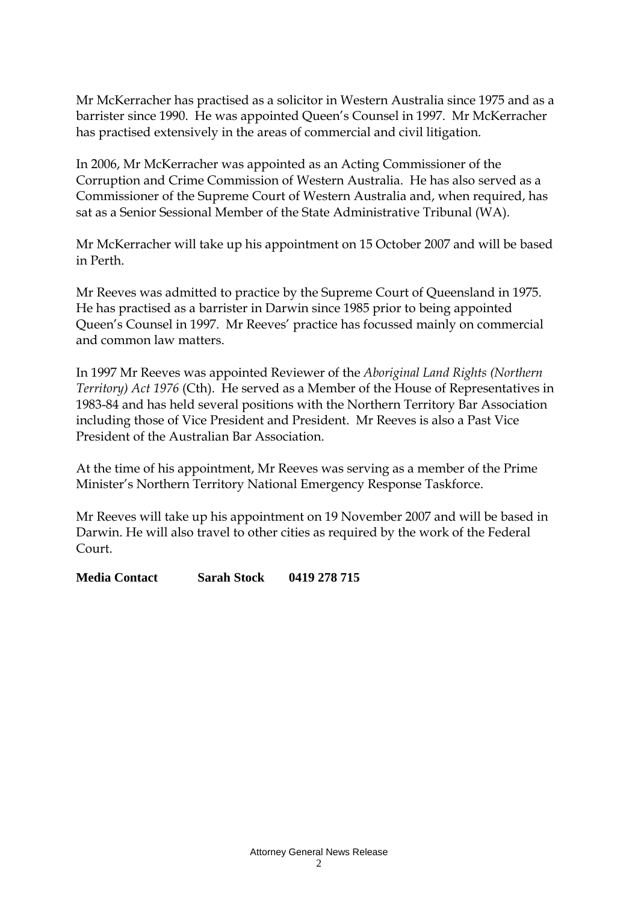Mr McKerracher has practised as a solicitor in Western Australia since 1975 and as a barrister since 1990. He was appointed Queen's Counsel in 1997. Mr McKerracher has practised extensively in the areas of commercial and civil litigation.

In 2006, Mr McKerracher was appointed as an Acting Commissioner of the Corruption and Crime Commission of Western Australia. He has also served as a Commissioner of the Supreme Court of Western Australia and, when required, has sat as a Senior Sessional Member of the State Administrative Tribunal (WA).

Mr McKerracher will take up his appointment on 15 October 2007 and will be based in Perth.

Mr Reeves was admitted to practice by the Supreme Court of Queensland in 1975. He has practised as a barrister in Darwin since 1985 prior to being appointed Queen's Counsel in 1997. Mr Reeves' practice has focussed mainly on commercial and common law matters.

In 1997 Mr Reeves was appointed Reviewer of the *Aboriginal Land Rights (Northern Territory) Act 1976* (Cth). He served as a Member of the House of Representatives in 1983-84 and has held several positions with the Northern Territory Bar Association including those of Vice President and President. Mr Reeves is also a Past Vice President of the Australian Bar Association.

At the time of his appointment, Mr Reeves was serving as a member of the Prime Minister's Northern Territory National Emergency Response Taskforce.

Mr Reeves will take up his appointment on 19 November 2007 and will be based in Darwin. He will also travel to other cities as required by the work of the Federal Court.

**Media Contact Sarah Stock 0419 278 715**